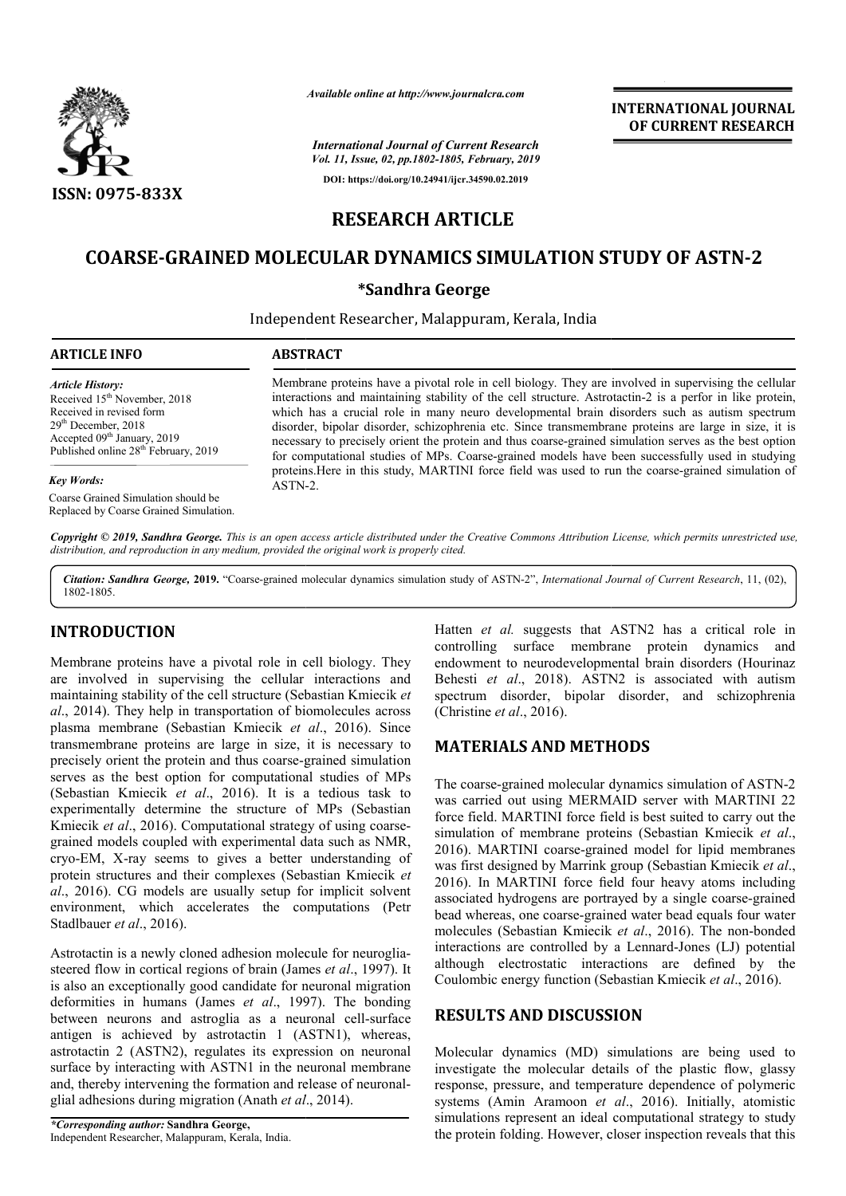*Available online at http://www.journalcra.com*

*International Journal of Current Research*
*Vol. 11, Issue, 02, pp.1802-1805, February, 2019*

**DOI: https://doi.org/10.24941/ijcr.34590.02.2019**

**INTERNATIONAL JOURNAL OF CURRENT RESEARCH**

**ISSN: 0975-833X**

# RESEARCH ARTICLE

# COARSE-GRAINED MOLECULAR DYNAMICS SIMULATION STUDY OF ASTN-2

**\*Sandhra George**

Independent Researcher, Malappuram, Kerala, India

**ARTICLE INFO**

*Article History:*
Received 15th November, 2018
Received in revised form
29th December, 2018
Accepted 09th January, 2019
Published online 28th February, 2019

*Key Words:*
Coarse Grained Simulation should be Replaced by Coarse Grained Simulation.

**ABSTRACT**

Membrane proteins have a pivotal role in cell biology. They are involved in supervising the cellular interactions and maintaining stability of the cell structure. Astrotactin-2 is a perfor in like protein, which has a crucial role in many neuro developmental brain disorders such as autism spectrum disorder, bipolar disorder, schizophrenia etc. Since transmembrane proteins are large in size, it is necessary to precisely orient the protein and thus coarse-grained simulation serves as the best option for computational studies of MPs. Coarse-grained models have been successfully used in studying proteins.Here in this study, MARTINI force field was used to run the coarse-grained simulation of ASTN-2.

*Copyright © 2019, Sandhra George. This is an open access article distributed under the Creative Commons Attribution License, which permits unrestricted use, distribution, and reproduction in any medium, provided the original work is properly cited.*

***Citation: Sandhra George, 2019.*** "Coarse-grained molecular dynamics simulation study of ASTN-2", *International Journal of Current Research*, 11, (02), 1802-1805.

## INTRODUCTION

Membrane proteins have a pivotal role in cell biology. They are involved in supervising the cellular interactions and maintaining stability of the cell structure (Sebastian Kmiecik *et al*., 2014). They help in transportation of biomolecules across plasma membrane (Sebastian Kmiecik *et al*., 2016). Since transmembrane proteins are large in size, it is necessary to precisely orient the protein and thus coarse-grained simulation serves as the best option for computational studies of MPs (Sebastian Kmiecik *et al*., 2016). It is a tedious task to experimentally determine the structure of MPs (Sebastian Kmiecik *et al*., 2016). Computational strategy of using coarse-grained models coupled with experimental data such as NMR, cryo-EM, X-ray seems to gives a better understanding of protein structures and their complexes (Sebastian Kmiecik *et al*., 2016). CG models are usually setup for implicit solvent environment, which accelerates the computations (Petr Stadlbauer *et al*., 2016).

Astrotactin is a newly cloned adhesion molecule for neuroglia-steered flow in cortical regions of brain (James *et al*., 1997). It is also an exceptionally good candidate for neuronal migration deformities in humans (James *et al*., 1997). The bonding between neurons and astroglia as a neuronal cell-surface antigen is achieved by astrotactin 1 (ASTN1), whereas, astrotactin 2 (ASTN2), regulates its expression on neuronal surface by interacting with ASTN1 in the neuronal membrane and, thereby intervening the formation and release of neuronal-glial adhesions during migration (Anath *et al*., 2014).

Hatten *et al.* suggests that ASTN2 has a critical role in controlling surface membrane protein dynamics and endowment to neurodevelopmental brain disorders (Hourinaz Behesti *et al*., 2018). ASTN2 is associated with autism spectrum disorder, bipolar disorder, and schizophrenia (Christine *et al*., 2016).

## MATERIALS AND METHODS

The coarse-grained molecular dynamics simulation of ASTN-2 was carried out using MERMAID server with MARTINI 22 force field. MARTINI force field is best suited to carry out the simulation of membrane proteins (Sebastian Kmiecik *et al*., 2016). MARTINI coarse-grained model for lipid membranes was first designed by Marrink group (Sebastian Kmiecik *et al*., 2016). In MARTINI force field four heavy atoms including associated hydrogens are portrayed by a single coarse-grained bead whereas, one coarse-grained water bead equals four water molecules (Sebastian Kmiecik *et al*., 2016). The non-bonded interactions are controlled by a Lennard-Jones (LJ) potential although electrostatic interactions are defined by the Coulombic energy function (Sebastian Kmiecik *et al*., 2016).

## RESULTS AND DISCUSSION

Molecular dynamics (MD) simulations are being used to investigate the molecular details of the plastic flow, glassy response, pressure, and temperature dependence of polymeric systems (Amin Aramoon *et al*., 2016). Initially, atomistic simulations represent an ideal computational strategy to study the protein folding. However, closer inspection reveals that this

*\*Corresponding author:* **Sandhra George,**
Independent Researcher, Malappuram, Kerala, India.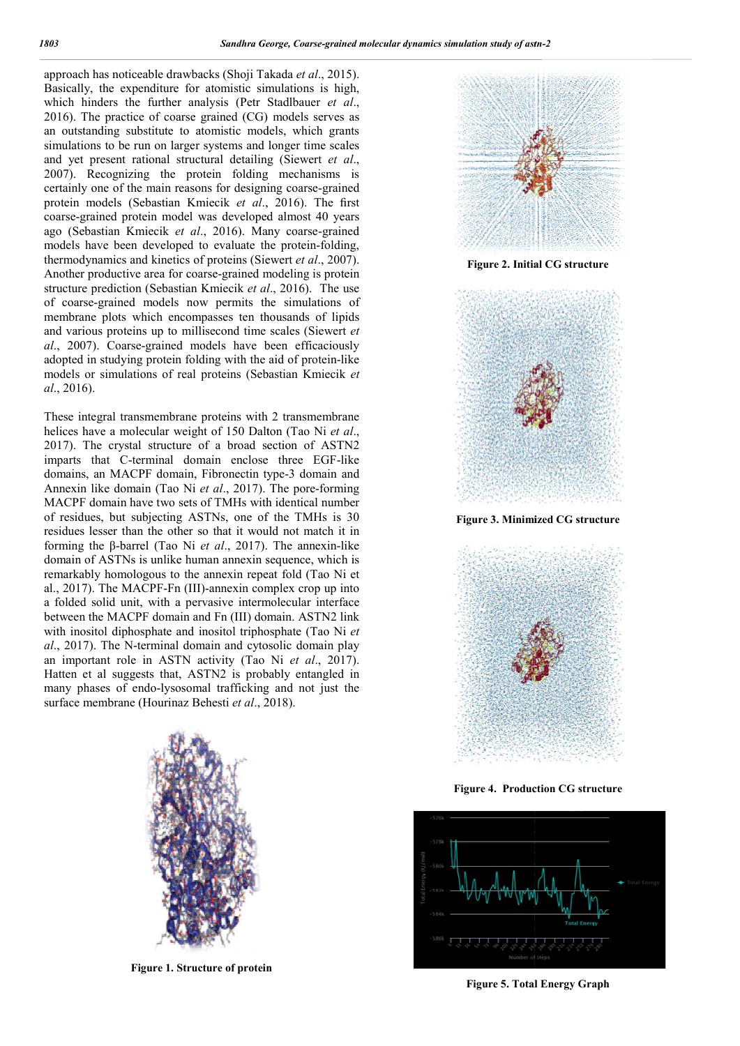approach has noticeable drawbacks (Shoji Takada *et al*., 2015). Basically, the expenditure for atomistic simulations is high, which hinders the further analysis (Petr Stadlbauer *et al*., 2016). The practice of coarse grained (CG) models serves as an outstanding substitute to atomistic models, which grants simulations to be run on larger systems and longer time scales and yet present rational structural detailing (Siewert *et al*., 2007). Recognizing the protein folding mechanisms is certainly one of the main reasons for designing coarse-grained protein models (Sebastian Kmiecik *et al*., 2016). The first coarse-grained protein model was developed almost 40 years ago (Sebastian Kmiecik *et al*., 2016). Many coarse-grained models have been developed to evaluate the protein-folding, thermodynamics and kinetics of proteins (Siewert *et al*., 2007). Another productive area for coarse-grained modeling is protein structure prediction (Sebastian Kmiecik *et al*., 2016). The use of coarse-grained models now permits the simulations of membrane plots which encompasses ten thousands of lipids and various proteins up to millisecond time scales (Siewert *et al*., 2007). Coarse-grained models have been efficaciously adopted in studying protein folding with the aid of protein-like models or simulations of real proteins (Sebastian Kmiecik *et al*., 2016).

These integral transmembrane proteins with 2 transmembrane helices have a molecular weight of 150 Dalton (Tao Ni *et al*., 2017). The crystal structure of a broad section of ASTN2 imparts that C-terminal domain enclose three EGF-like domains, an MACPF domain, Fibronectin type-3 domain and Annexin like domain (Tao Ni *et al*., 2017). The pore-forming MACPF domain have two sets of TMHs with identical number of residues, but subjecting ASTNs, one of the TMHs is 30 residues lesser than the other so that it would not match it in forming the β-barrel (Tao Ni *et al*., 2017). The annexin-like domain of ASTNs is unlike human annexin sequence, which is remarkably homologous to the annexin repeat fold (Tao Ni et al., 2017). The MACPF-Fn (III)-annexin complex crop up into a folded solid unit, with a pervasive intermolecular interface between the MACPF domain and Fn (III) domain. ASTN2 link with inositol diphosphate and inositol triphosphate (Tao Ni *et al*., 2017). The N-terminal domain and cytosolic domain play an important role in ASTN activity (Tao Ni *et al*., 2017). Hatten et al suggests that, ASTN2 is probably entangled in many phases of endo-lysosomal trafficking and not just the surface membrane (Hourinaz Behesti *et al*., 2018).

**Figure 1. Structure of protein**

**Figure 2. Initial CG structure**

**Figure 3. Minimized CG structure**

**Figure 4. Production CG structure**

**Figure 5. Total Energy Graph**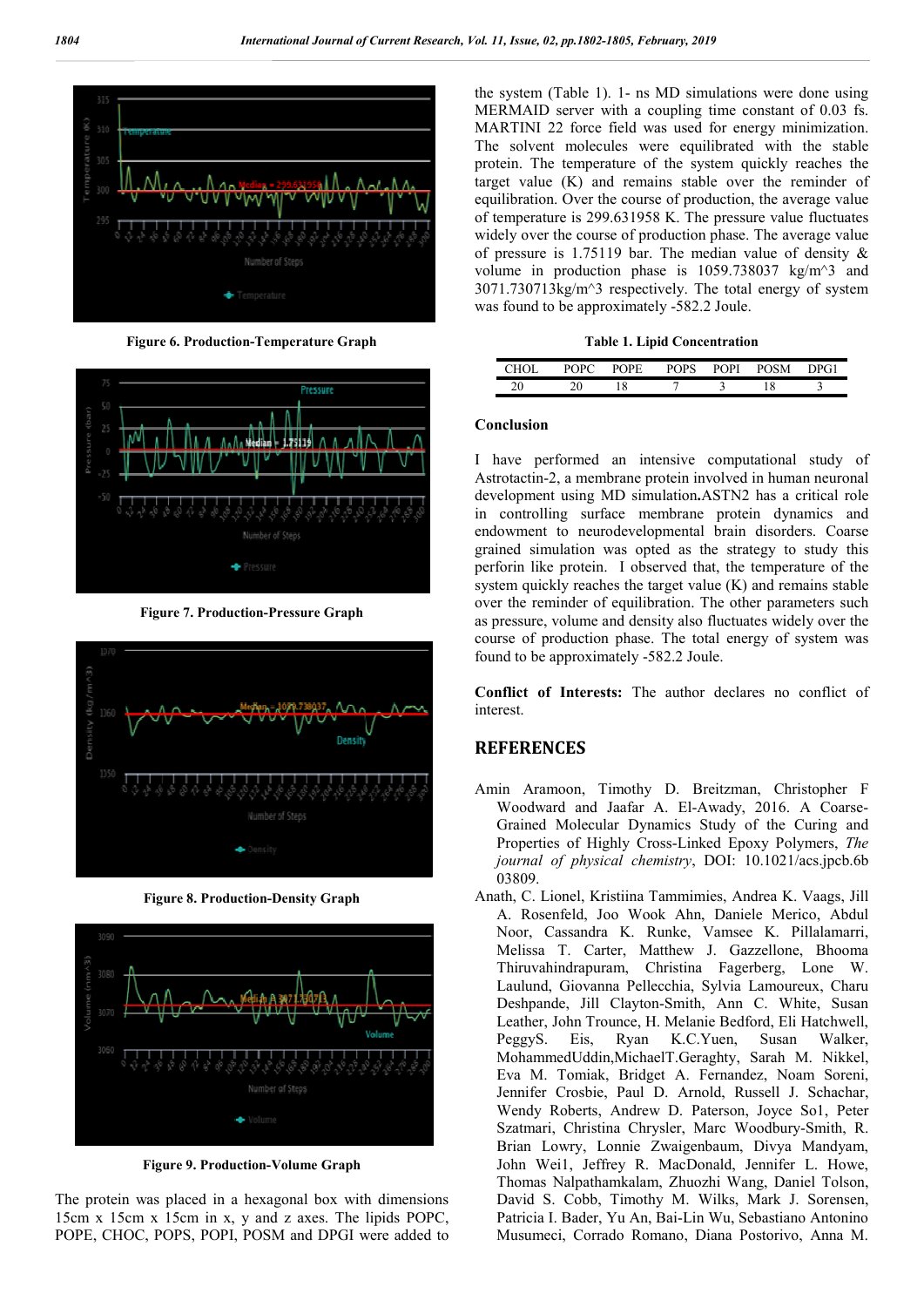Figure 6. Production-Temperature Graph

Figure 7. Production-Pressure Graph

Figure 8. Production-Density Graph

Figure 9. Production-Volume Graph

The protein was placed in a hexagonal box with dimensions 15cm x 15cm x 15cm in x, y and z axes. The lipids POPC, POPE, CHOC, POPS, POPI, POSM and DPGI were added to the system (Table 1). 1- ns MD simulations were done using MERMAID server with a coupling time constant of 0.03 fs. MARTINI 22 force field was used for energy minimization. The solvent molecules were equilibrated with the stable protein. The temperature of the system quickly reaches the target value (K) and remains stable over the reminder of equilibration. Over the course of production, the average value of temperature is 299.631958 K. The pressure value fluctuates widely over the course of production phase. The average value of pressure is 1.75119 bar. The median value of density & volume in production phase is 1059.738037 kg/m^3 and 3071.730713kg/m^3 respectively. The total energy of system was found to be approximately -582.2 Joule.

**Table 1. Lipid Concentration**

| CHOL | POPC | POPE | POPS | POPI | POSM | DPG1 |
|---|---|---|---|---|---|---|
| 20 | 20 | 18 | 7 | 3 | 18 | 3 |

## Conclusion

I have performed an intensive computational study of Astrotactin-2, a membrane protein involved in human neuronal development using MD simulation**.**ASTN2 has a critical role in controlling surface membrane protein dynamics and endowment to neurodevelopmental brain disorders. Coarse grained simulation was opted as the strategy to study this perforin like protein. I observed that, the temperature of the system quickly reaches the target value (K) and remains stable over the reminder of equilibration. The other parameters such as pressure, volume and density also fluctuates widely over the course of production phase. The total energy of system was found to be approximately -582.2 Joule.

**Conflict of Interests:** The author declares no conflict of interest.

## REFERENCES

Amin Aramoon, Timothy D. Breitzman, Christopher F Woodward and Jaafar A. El-Awady, 2016. A Coarse-Grained Molecular Dynamics Study of the Curing and Properties of Highly Cross-Linked Epoxy Polymers, *The journal of physical chemistry*, DOI: 10.1021/acs.jpcb.6b 03809.

Anath, C. Lionel, Kristiina Tammimies, Andrea K. Vaags, Jill A. Rosenfeld, Joo Wook Ahn, Daniele Merico, Abdul Noor, Cassandra K. Runke, Vamsee K. Pillalamarri, Melissa T. Carter, Matthew J. Gazzellone, Bhooma Thiruvahindrapuram, Christina Fagerberg, Lone W. Laulund, Giovanna Pellecchia, Sylvia Lamoureux, Charu Deshpande, Jill Clayton-Smith, Ann C. White, Susan Leather, John Trounce, H. Melanie Bedford, Eli Hatchwell, PeggyS. Eis, Ryan K.C.Yuen, Susan Walker, MohammedUddin,MichaelT.Geraghty, Sarah M. Nikkel, Eva M. Tomiak, Bridget A. Fernandez, Noam Soreni, Jennifer Crosbie, Paul D. Arnold, Russell J. Schachar, Wendy Roberts, Andrew D. Paterson, Joyce So1, Peter Szatmari, Christina Chrysler, Marc Woodbury-Smith, R. Brian Lowry, Lonnie Zwaigenbaum, Divya Mandyam, John Wei1, Jeffrey R. MacDonald, Jennifer L. Howe, Thomas Nalpathamkalam, Zhuozhi Wang, Daniel Tolson, David S. Cobb, Timothy M. Wilks, Mark J. Sorensen, Patricia I. Bader, Yu An, Bai-Lin Wu, Sebastiano Antonino Musumeci, Corrado Romano, Diana Postorivo, Anna M.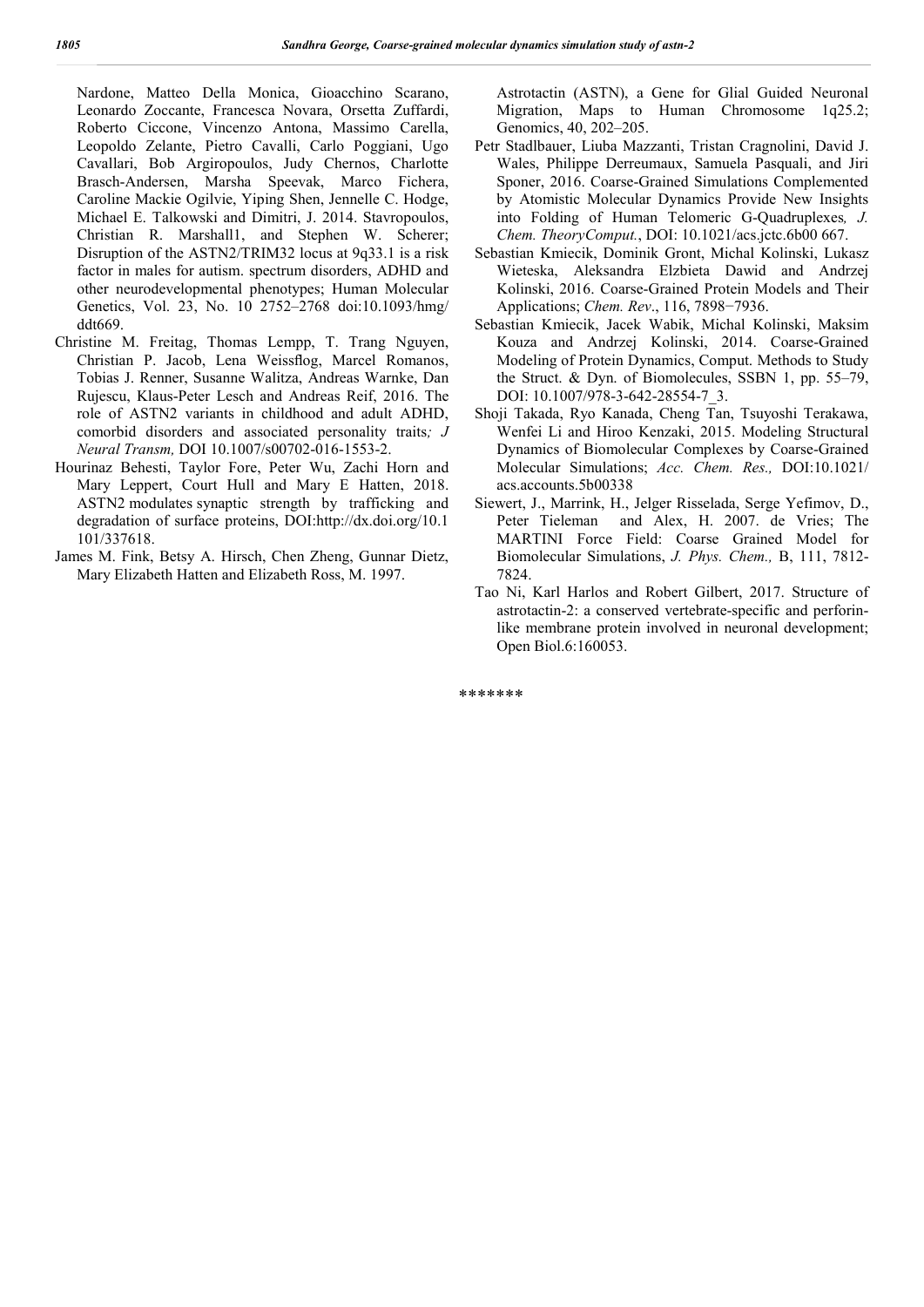Nardone, Matteo Della Monica, Gioacchino Scarano, Leonardo Zoccante, Francesca Novara, Orsetta Zuffardi, Roberto Ciccone, Vincenzo Antona, Massimo Carella, Leopoldo Zelante, Pietro Cavalli, Carlo Poggiani, Ugo Cavallari, Bob Argiropoulos, Judy Chernos, Charlotte Brasch-Andersen, Marsha Speevak, Marco Fichera, Caroline Mackie Ogilvie, Yiping Shen, Jennelle C. Hodge, Michael E. Talkowski and Dimitri, J. 2014. Stavropoulos, Christian R. Marshall1, and Stephen W. Scherer; Disruption of the ASTN2/TRIM32 locus at 9q33.1 is a risk factor in males for autism. spectrum disorders, ADHD and other neurodevelopmental phenotypes; Human Molecular Genetics, Vol. 23, No. 10 2752–2768 doi:10.1093/hmg/ddt669.

Christine M. Freitag, Thomas Lempp, T. Trang Nguyen, Christian P. Jacob, Lena Weissflog, Marcel Romanos, Tobias J. Renner, Susanne Walitza, Andreas Warnke, Dan Rujescu, Klaus-Peter Lesch and Andreas Reif, 2016. The role of ASTN2 variants in childhood and adult ADHD, comorbid disorders and associated personality traits*; J Neural Transm,* DOI 10.1007/s00702-016-1553-2.

Hourinaz Behesti, Taylor Fore, Peter Wu, Zachi Horn and Mary Leppert, Court Hull and Mary E Hatten, 2018. ASTN2 modulates synaptic strength by trafficking and degradation of surface proteins, DOI:http://dx.doi.org/10.1101/337618.

James M. Fink, Betsy A. Hirsch, Chen Zheng, Gunnar Dietz, Mary Elizabeth Hatten and Elizabeth Ross, M. 1997. Astrotactin (ASTN), a Gene for Glial Guided Neuronal Migration, Maps to Human Chromosome 1q25.2; Genomics, 40, 202–205.

Petr Stadlbauer, Liuba Mazzanti, Tristan Cragnolini, David J. Wales, Philippe Derreumaux, Samuela Pasquali, and Jiri Sponer, 2016. Coarse-Grained Simulations Complemented by Atomistic Molecular Dynamics Provide New Insights into Folding of Human Telomeric G-Quadruplexes*, J. Chem. TheoryComput.*, DOI: 10.1021/acs.jctc.6b00 667.

Sebastian Kmiecik, Dominik Gront, Michal Kolinski, Lukasz Wieteska, Aleksandra Elzbieta Dawid and Andrzej Kolinski, 2016. Coarse-Grained Protein Models and Their Applications; *Chem. Rev*., 116, 7898−7936.

Sebastian Kmiecik, Jacek Wabik, Michal Kolinski, Maksim Kouza and Andrzej Kolinski, 2014. Coarse-Grained Modeling of Protein Dynamics, Comput. Methods to Study the Struct. & Dyn. of Biomolecules, SSBN 1, pp. 55–79, DOI: 10.1007/978-3-642-28554-7_3.

Shoji Takada, Ryo Kanada, Cheng Tan, Tsuyoshi Terakawa, Wenfei Li and Hiroo Kenzaki, 2015. Modeling Structural Dynamics of Biomolecular Complexes by Coarse-Grained Molecular Simulations; *Acc. Chem. Res.,* DOI:10.1021/acs.accounts.5b00338

Siewert, J., Marrink, H., Jelger Risselada, Serge Yefimov, D., Peter Tieleman and Alex, H. 2007. de Vries; The MARTINI Force Field: Coarse Grained Model for Biomolecular Simulations, *J. Phys. Chem.,* B, 111, 7812-7824.

Tao Ni, Karl Harlos and Robert Gilbert, 2017. Structure of astrotactin-2: a conserved vertebrate-specific and perforin-like membrane protein involved in neuronal development; Open Biol.6:160053.

*******